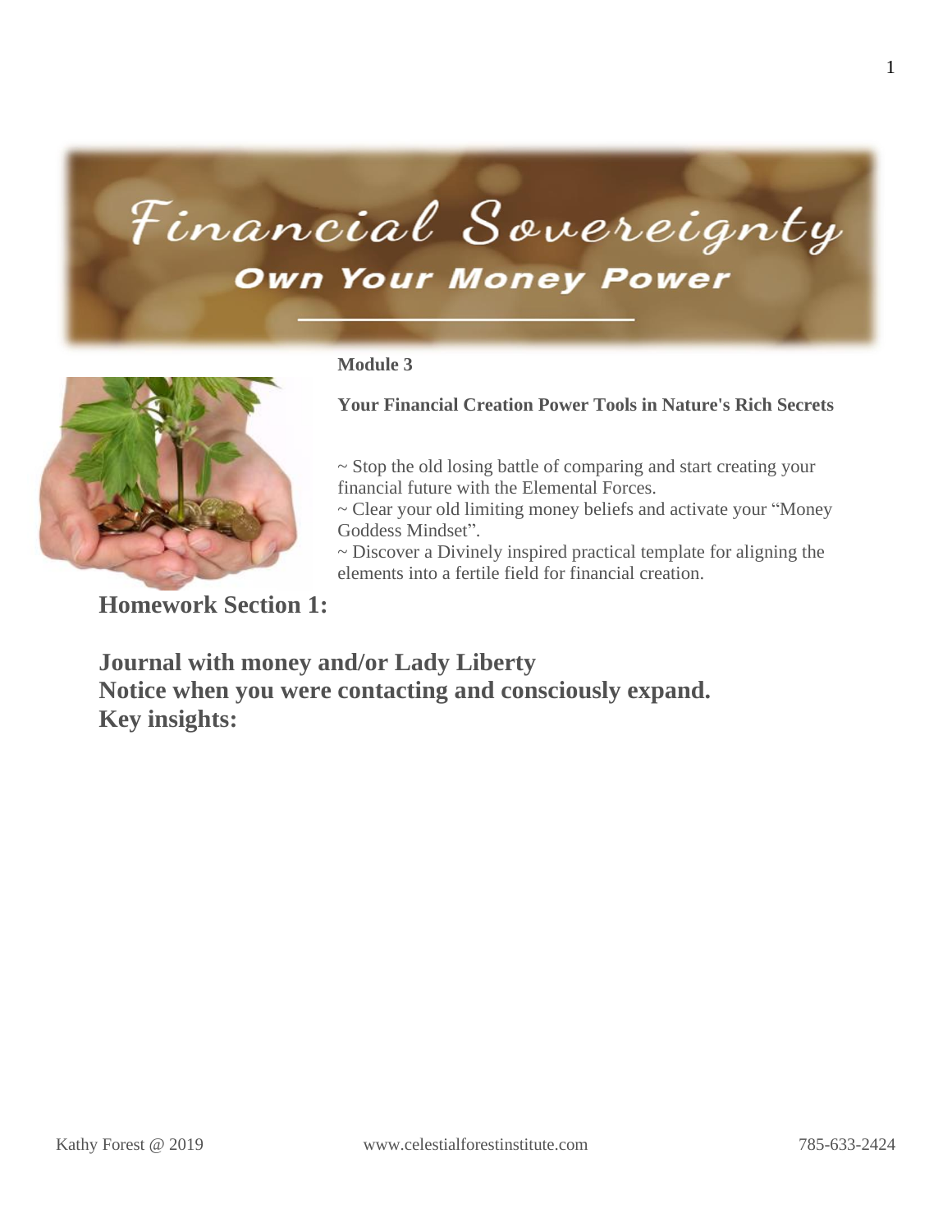# Financial Sovereignty

## Own Your Money Power

**Module 3**

**Your Financial Creation Power Tools in Nature's Rich Secrets**

~ Stop the old losing battle of comparing and start creating your financial future with the Elemental Forces.
~ Clear your old limiting money beliefs and activate your "Money Goddess Mindset".
~ Discover a Divinely inspired practical template for aligning the elements into a fertile field for financial creation.

## Homework Section 1:

**Journal with money and/or Lady Liberty**
**Notice when you were contacting and consciously expand.**
**Key insights:**

Kathy Forest @ 2019 www.celestialforestinstitute.com 785-633-2424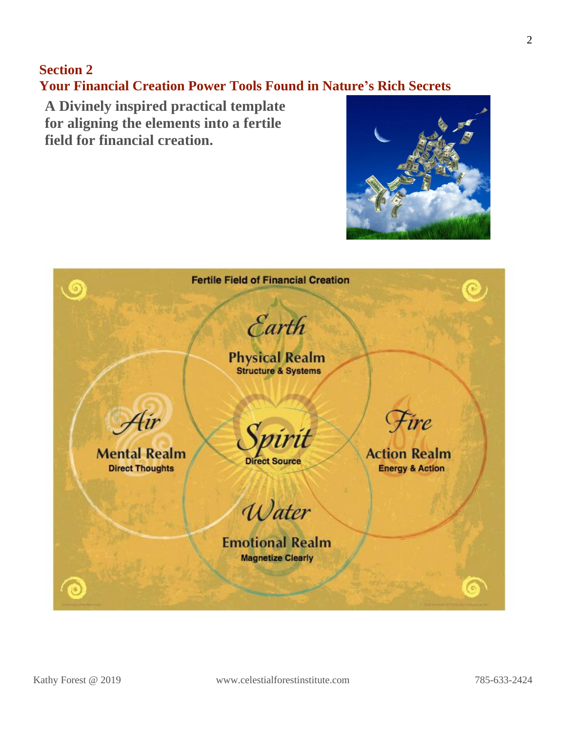## Section 2

## Your Financial Creation Power Tools Found in Nature's Rich Secrets

**A Divinely inspired practical template for aligning the elements into a fertile field for financial creation.**

**Fertile Field of Financial Creation**

*Earth*
**Physical Realm**
Structure & Systems

*Air*
**Mental Realm**
Direct Thoughts

*Spirit*
Direct Source

*Fire*
**Action Realm**
Energy & Action

*Water*
**Emotional Realm**
Magnetize Clearly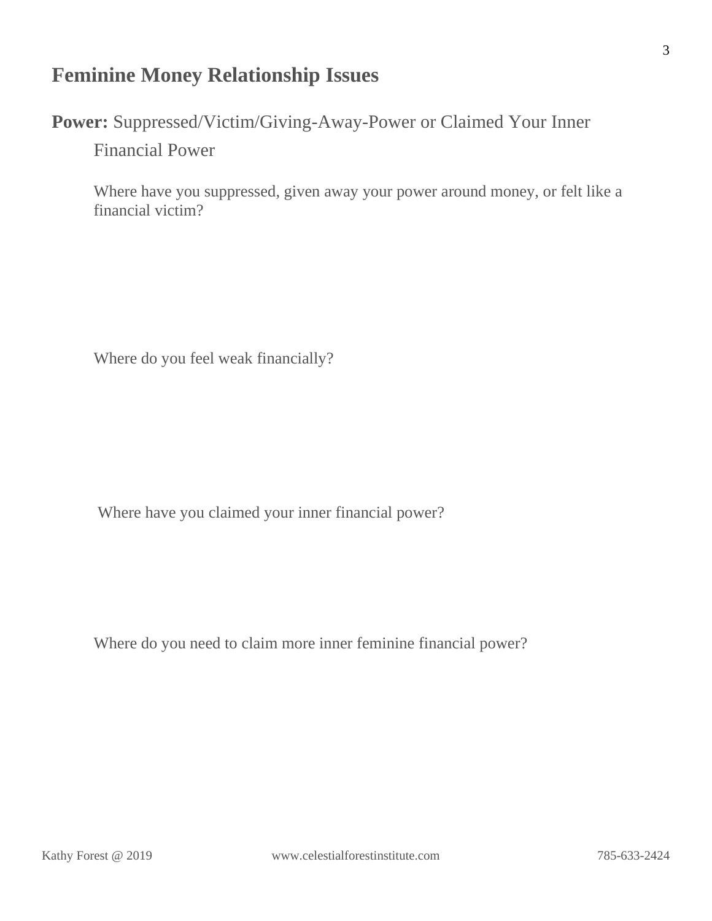## Feminine Money Relationship Issues

**Power:** Suppressed/Victim/Giving-Away-Power or Claimed Your Inner Financial Power

Where have you suppressed, given away your power around money, or felt like a financial victim?

Where do you feel weak financially?

Where have you claimed your inner financial power?

Where do you need to claim more inner feminine financial power?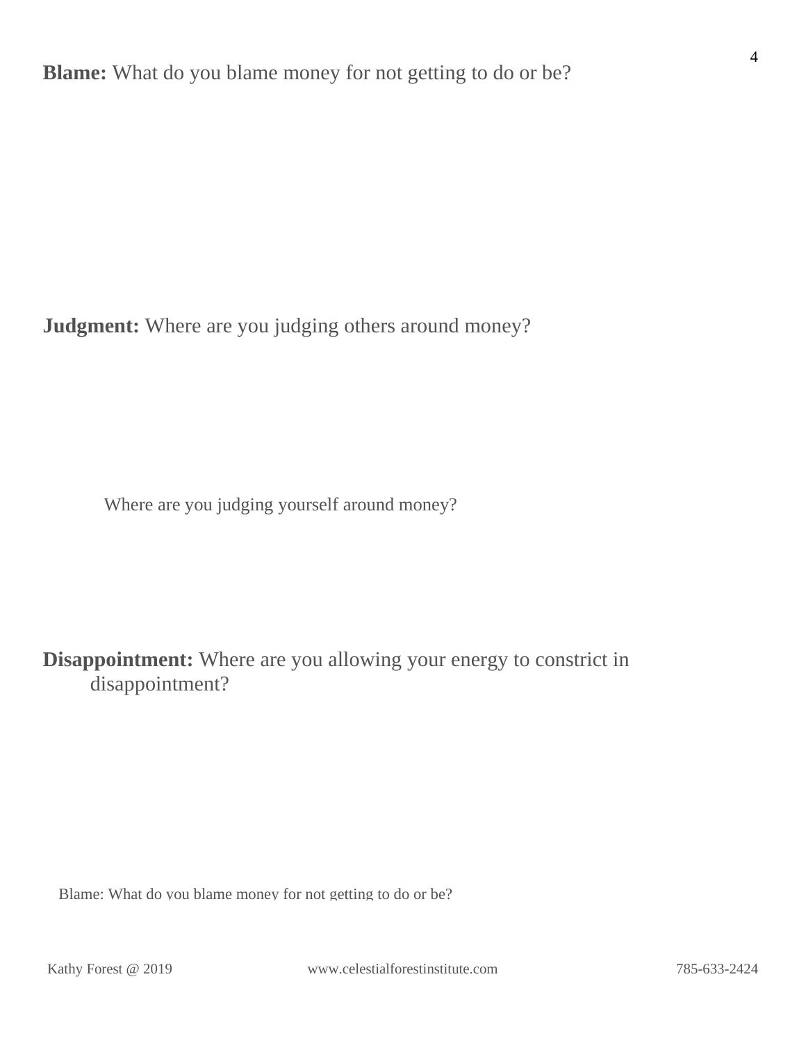**Blame:** What do you blame money for not getting to do or be?

**Judgment:** Where are you judging others around money?

Where are you judging yourself around money?

**Disappointment:** Where are you allowing your energy to constrict in disappointment?

Blame: What do you blame money for not getting to do or be?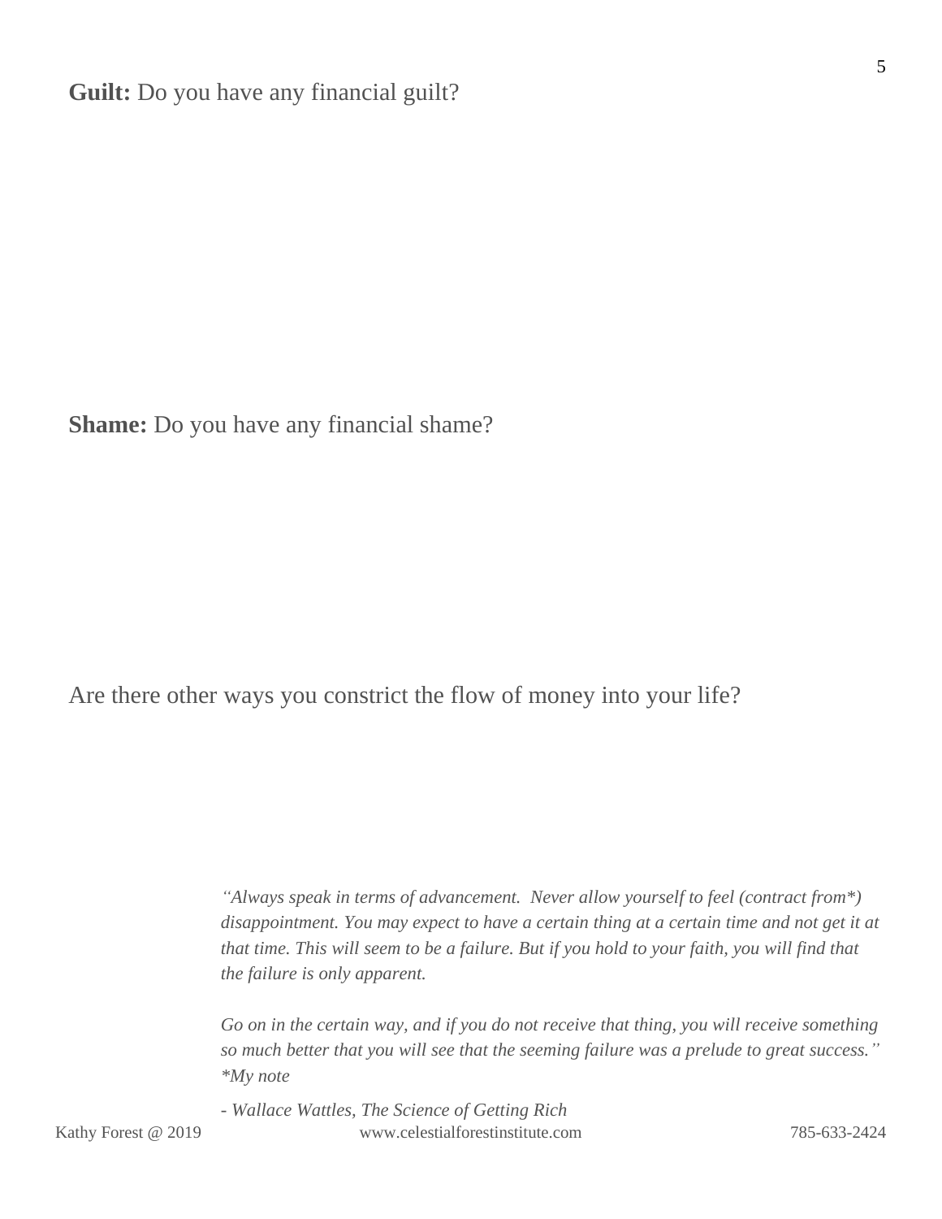**Guilt:** Do you have any financial guilt?

**Shame:** Do you have any financial shame?

Are there other ways you constrict the flow of money into your life?

> *"Always speak in terms of advancement. Never allow yourself to feel (contract from*) disappointment. You may expect to have a certain thing at a certain time and not get it at that time. This will seem to be a failure. But if you hold to your faith, you will find that the failure is only apparent.*
>
> *Go on in the certain way, and if you do not receive that thing, you will receive something so much better that you will see that the seeming failure was a prelude to great success."*
> **My note*
>
> *- Wallace Wattles, The Science of Getting Rich*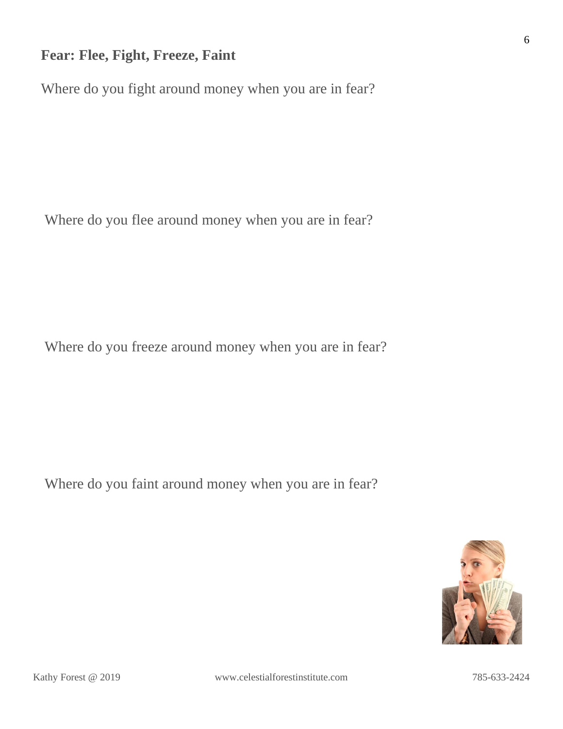**Fear: Flee, Fight, Freeze, Faint**

Where do you fight around money when you are in fear?

Where do you flee around money when you are in fear?

Where do you freeze around money when you are in fear?

Where do you faint around money when you are in fear?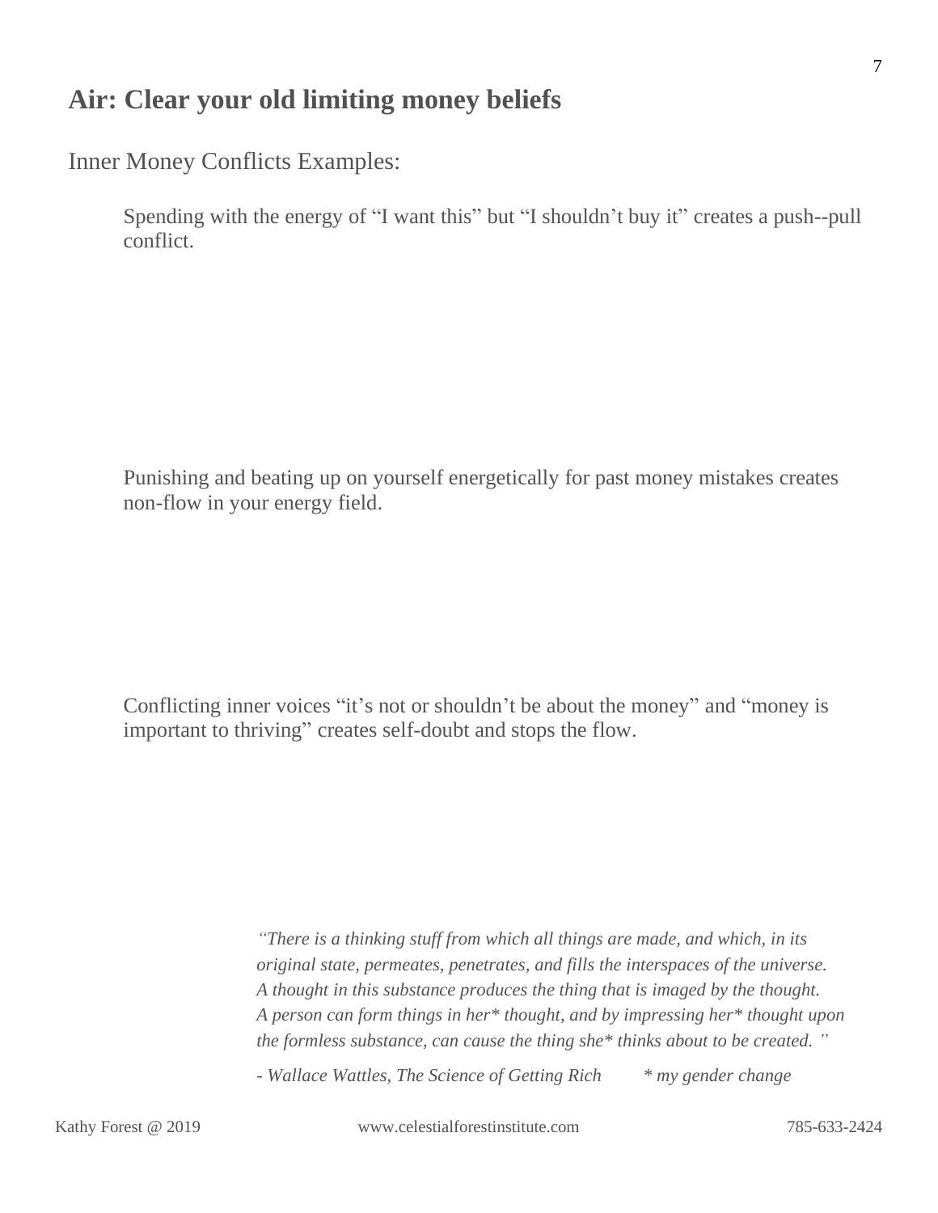## Air: Clear your old limiting money beliefs

Inner Money Conflicts Examples:

Spending with the energy of "I want this" but "I shouldn't buy it" creates a push--pull conflict.

Punishing and beating up on yourself energetically for past money mistakes creates non-flow in your energy field.

Conflicting inner voices "it's not or shouldn't be about the money" and "money is important to thriving" creates self-doubt and stops the flow.

*"There is a thinking stuff from which all things are made, and which, in its original state, permeates, penetrates, and fills the interspaces of the universe. A thought in this substance produces the thing that is imaged by the thought. A person can form things in her* thought, and by impressing her* thought upon the formless substance, can cause the thing she* thinks about to be created. "*

*- Wallace Wattles, The Science of Getting Rich* &nbsp;&nbsp;&nbsp;&nbsp; ** my gender change*

Kathy Forest @ 2019 &nbsp;&nbsp;&nbsp; www.celestialforestinstitute.com &nbsp;&nbsp;&nbsp; 785-633-2424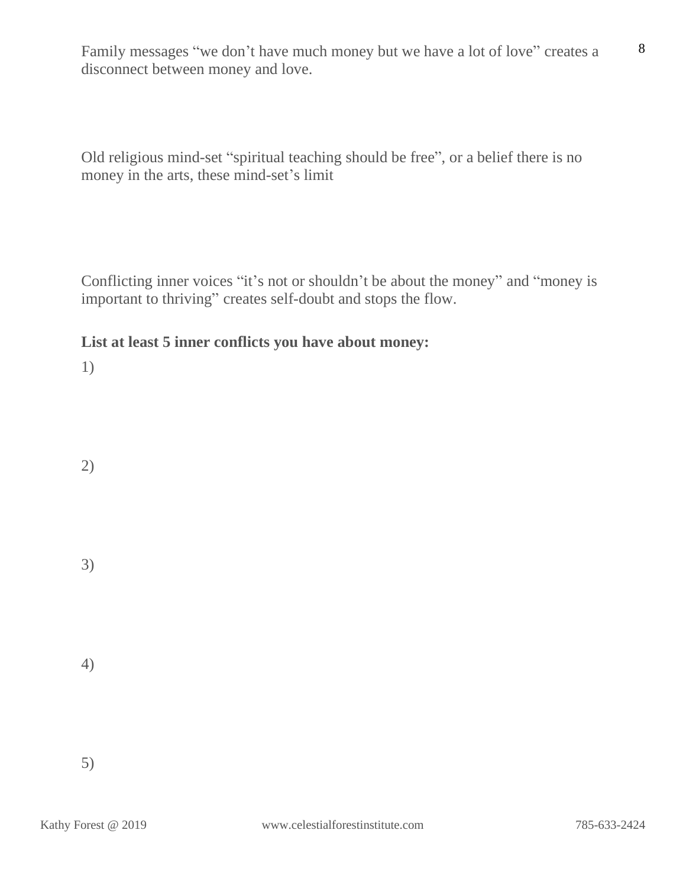Family messages "we don't have much money but we have a lot of love" creates a disconnect between money and love.

Old religious mind-set "spiritual teaching should be free", or a belief there is no money in the arts, these mind-set's limit

Conflicting inner voices "it's not or shouldn't be about the money" and "money is important to thriving" creates self-doubt and stops the flow.

**List at least 5 inner conflicts you have about money:**

1)

2)

3)

4)

5)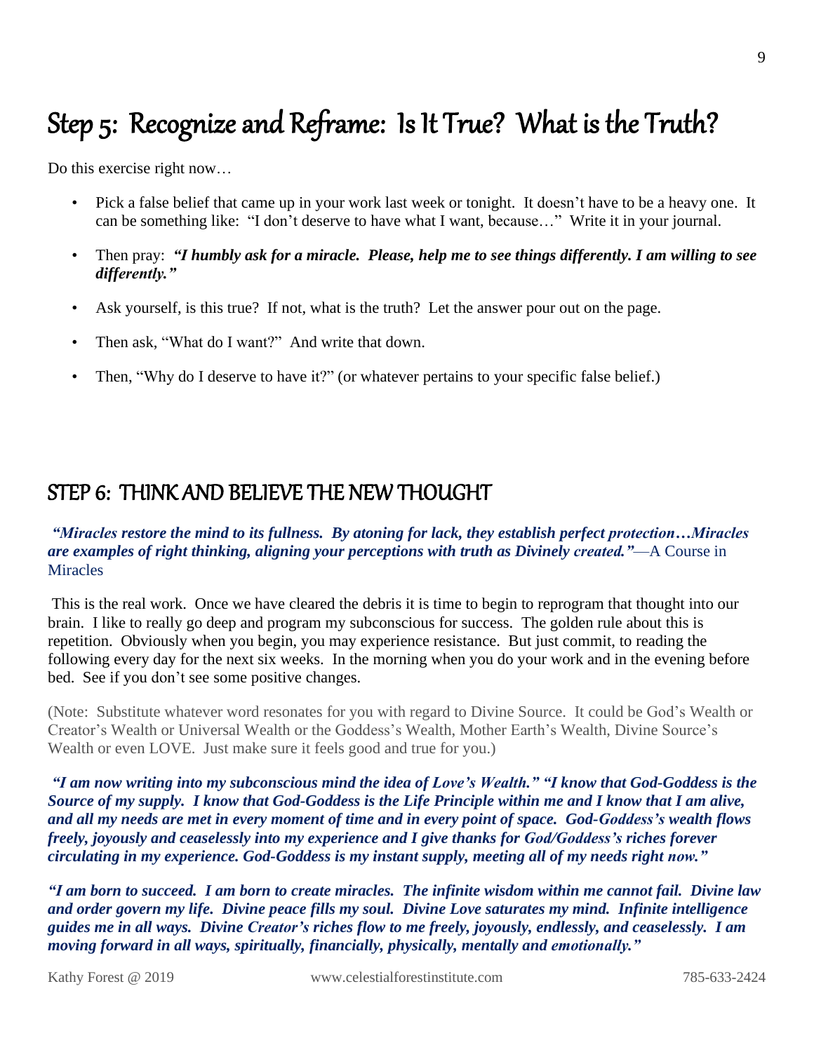# Step 5: Recognize and Reframe: Is It True? What is the Truth?

Do this exercise right now…

- Pick a false belief that came up in your work last week or tonight. It doesn't have to be a heavy one. It can be something like: "I don't deserve to have what I want, because…" Write it in your journal.
- Then pray: ***"I humbly ask for a miracle. Please, help me to see things differently. I am willing to see differently."***
- Ask yourself, is this true? If not, what is the truth? Let the answer pour out on the page.
- Then ask, "What do I want?" And write that down.
- Then, "Why do I deserve to have it?" (or whatever pertains to your specific false belief.)

# STEP 6: THINK AND BELIEVE THE NEW THOUGHT

***"Miracles restore the mind to its fullness. By atoning for lack, they establish perfect protection…Miracles are examples of right thinking, aligning your perceptions with truth as Divinely created."***—A Course in Miracles

This is the real work. Once we have cleared the debris it is time to begin to reprogram that thought into our brain. I like to really go deep and program my subconscious for success. The golden rule about this is repetition. Obviously when you begin, you may experience resistance. But just commit, to reading the following every day for the next six weeks. In the morning when you do your work and in the evening before bed. See if you don't see some positive changes.

(Note: Substitute whatever word resonates for you with regard to Divine Source. It could be God's Wealth or Creator's Wealth or Universal Wealth or the Goddess's Wealth, Mother Earth's Wealth, Divine Source's Wealth or even LOVE. Just make sure it feels good and true for you.)

***"I am now writing into my subconscious mind the idea of Love's Wealth." "I know that God-Goddess is the Source of my supply. I know that God-Goddess is the Life Principle within me and I know that I am alive, and all my needs are met in every moment of time and in every point of space. God-Goddess's wealth flows freely, joyously and ceaselessly into my experience and I give thanks for God/Goddess's riches forever circulating in my experience. God-Goddess is my instant supply, meeting all of my needs right now."***

***"I am born to succeed. I am born to create miracles. The infinite wisdom within me cannot fail. Divine law and order govern my life. Divine peace fills my soul. Divine Love saturates my mind. Infinite intelligence guides me in all ways. Divine Creator's riches flow to me freely, joyously, endlessly, and ceaselessly. I am moving forward in all ways, spiritually, financially, physically, mentally and emotionally."***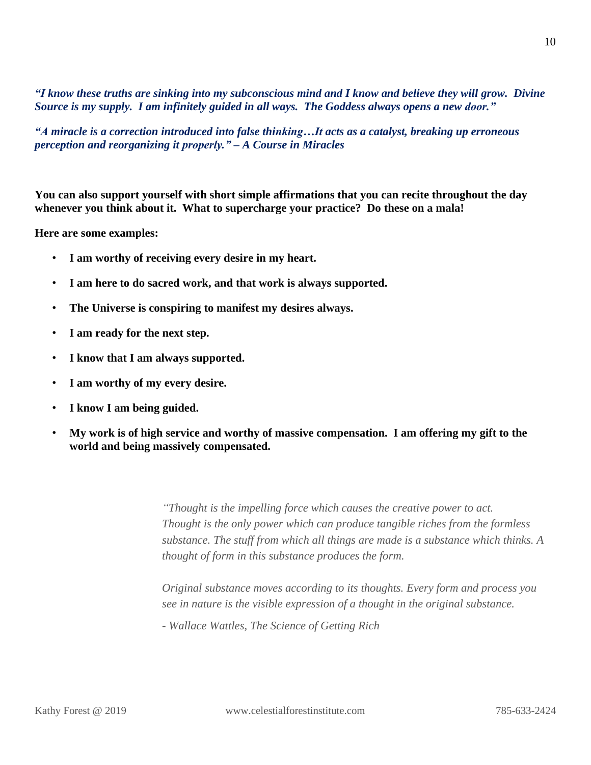***"I know these truths are sinking into my subconscious mind and I know and believe they will grow. Divine Source is my supply. I am infinitely guided in all ways. The Goddess always opens a new door."***

***"A miracle is a correction introduced into false thinking…It acts as a catalyst, breaking up erroneous perception and reorganizing it properly." – A Course in Miracles***

**You can also support yourself with short simple affirmations that you can recite throughout the day whenever you think about it. What to supercharge your practice? Do these on a mala!**

**Here are some examples:**

- **I am worthy of receiving every desire in my heart.**
- **I am here to do sacred work, and that work is always supported.**
- **The Universe is conspiring to manifest my desires always.**
- **I am ready for the next step.**
- **I know that I am always supported.**
- **I am worthy of my every desire.**
- **I know I am being guided.**
- **My work is of high service and worthy of massive compensation. I am offering my gift to the world and being massively compensated.**

> *"Thought is the impelling force which causes the creative power to act. Thought is the only power which can produce tangible riches from the formless substance. The stuff from which all things are made is a substance which thinks. A thought of form in this substance produces the form.*
>
> *Original substance moves according to its thoughts. Every form and process you see in nature is the visible expression of a thought in the original substance.*
>
> *- Wallace Wattles, The Science of Getting Rich*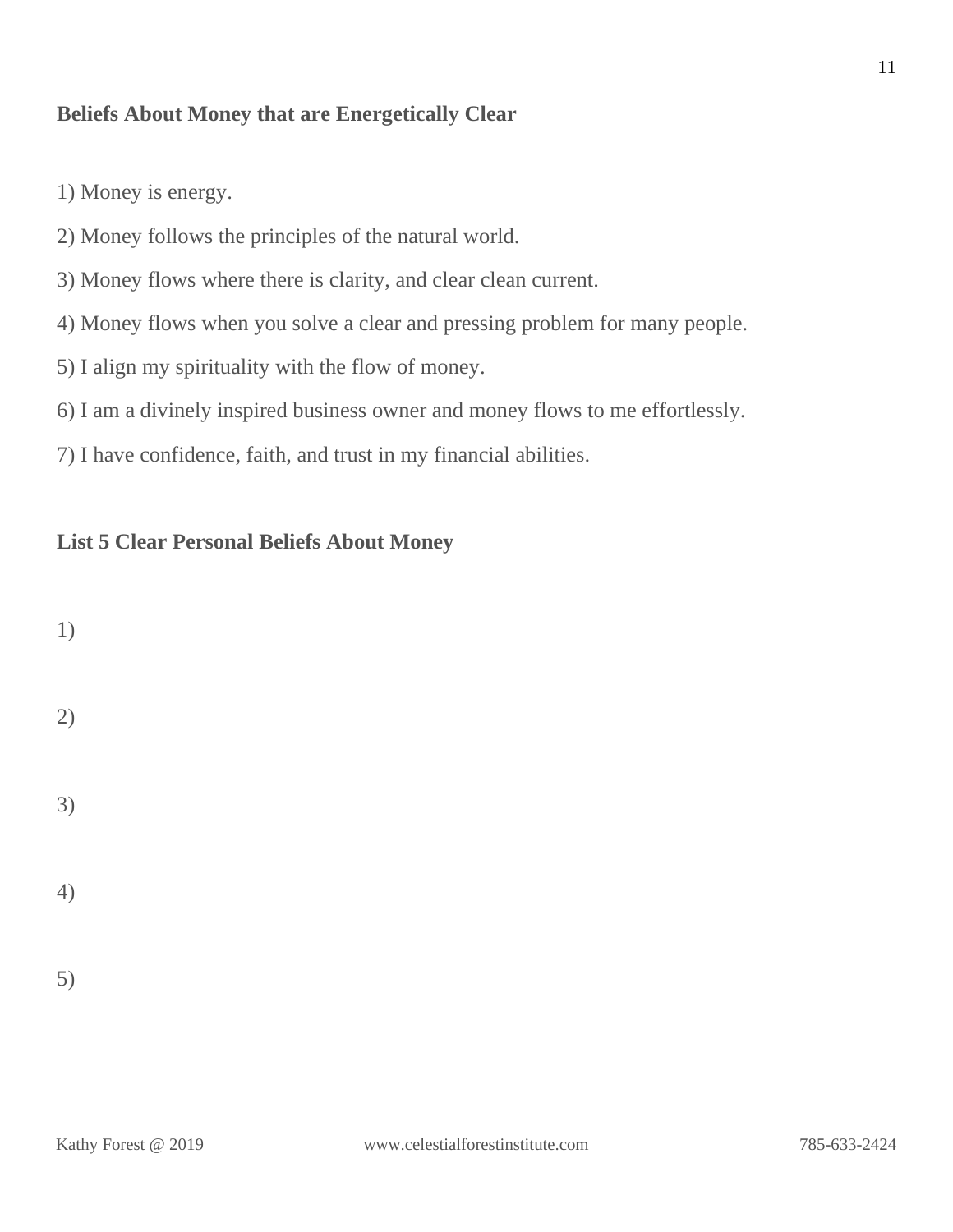## Beliefs About Money that are Energetically Clear

1) Money is energy.

2) Money follows the principles of the natural world.

3) Money flows where there is clarity, and clear clean current.

4) Money flows when you solve a clear and pressing problem for many people.

5) I align my spirituality with the flow of money.

6) I am a divinely inspired business owner and money flows to me effortlessly.

7) I have confidence, faith, and trust in my financial abilities.

## List 5 Clear Personal Beliefs About Money

1)

2)

3)

4)

5)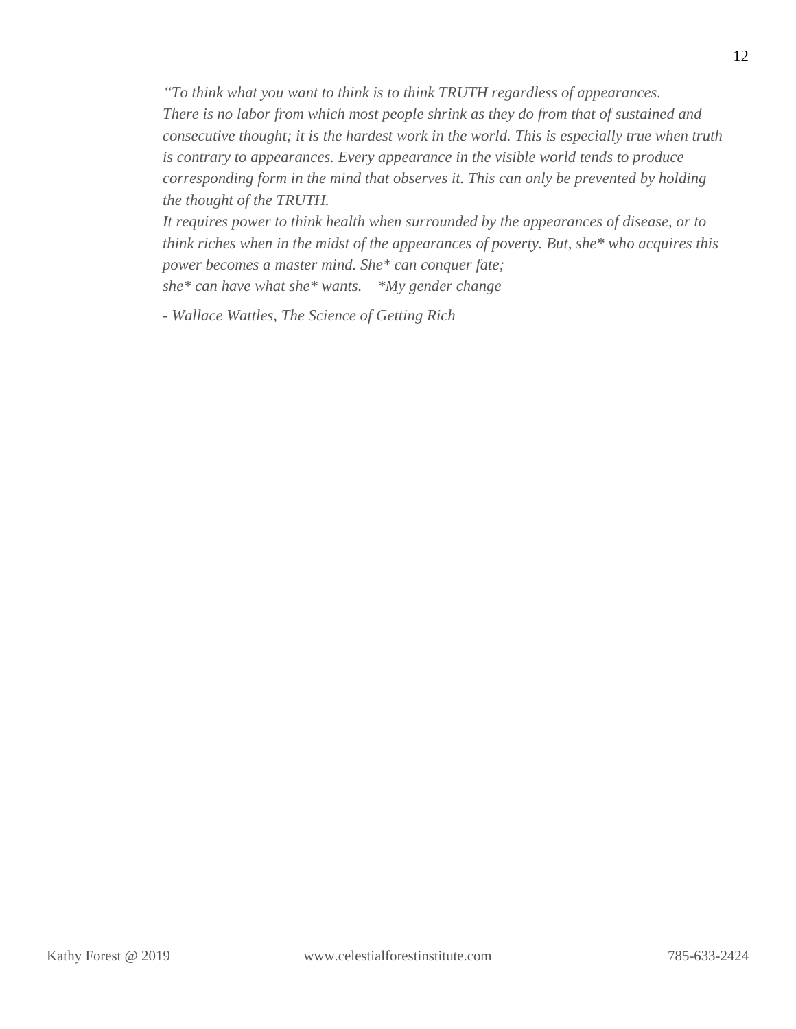*"To think what you want to think is to think TRUTH regardless of appearances.*
*There is no labor from which most people shrink as they do from that of sustained and consecutive thought; it is the hardest work in the world. This is especially true when truth is contrary to appearances. Every appearance in the visible world tends to produce corresponding form in the mind that observes it. This can only be prevented by holding the thought of the TRUTH.*
*It requires power to think health when surrounded by the appearances of disease, or to think riches when in the midst of the appearances of poverty. But, she* who acquires this power becomes a master mind. She* can conquer fate;*
*she* can have what she* wants.    *My gender change*

*- Wallace Wattles, The Science of Getting Rich*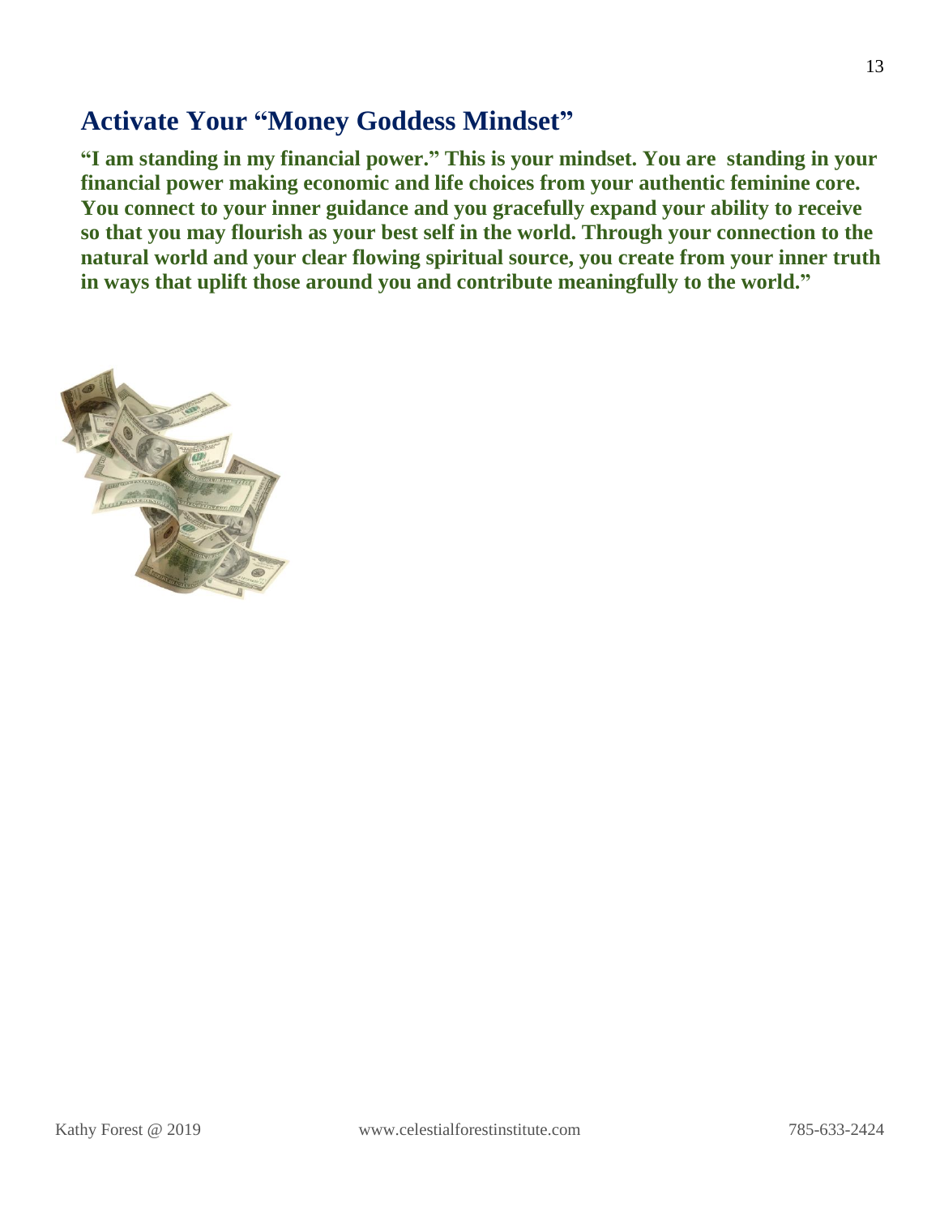## Activate Your "Money Goddess Mindset"

**"I am standing in my financial power." This is your mindset. You are standing in your financial power making economic and life choices from your authentic feminine core. You connect to your inner guidance and you gracefully expand your ability to receive so that you may flourish as your best self in the world. Through your connection to the natural world and your clear flowing spiritual source, you create from your inner truth in ways that uplift those around you and contribute meaningfully to the world."**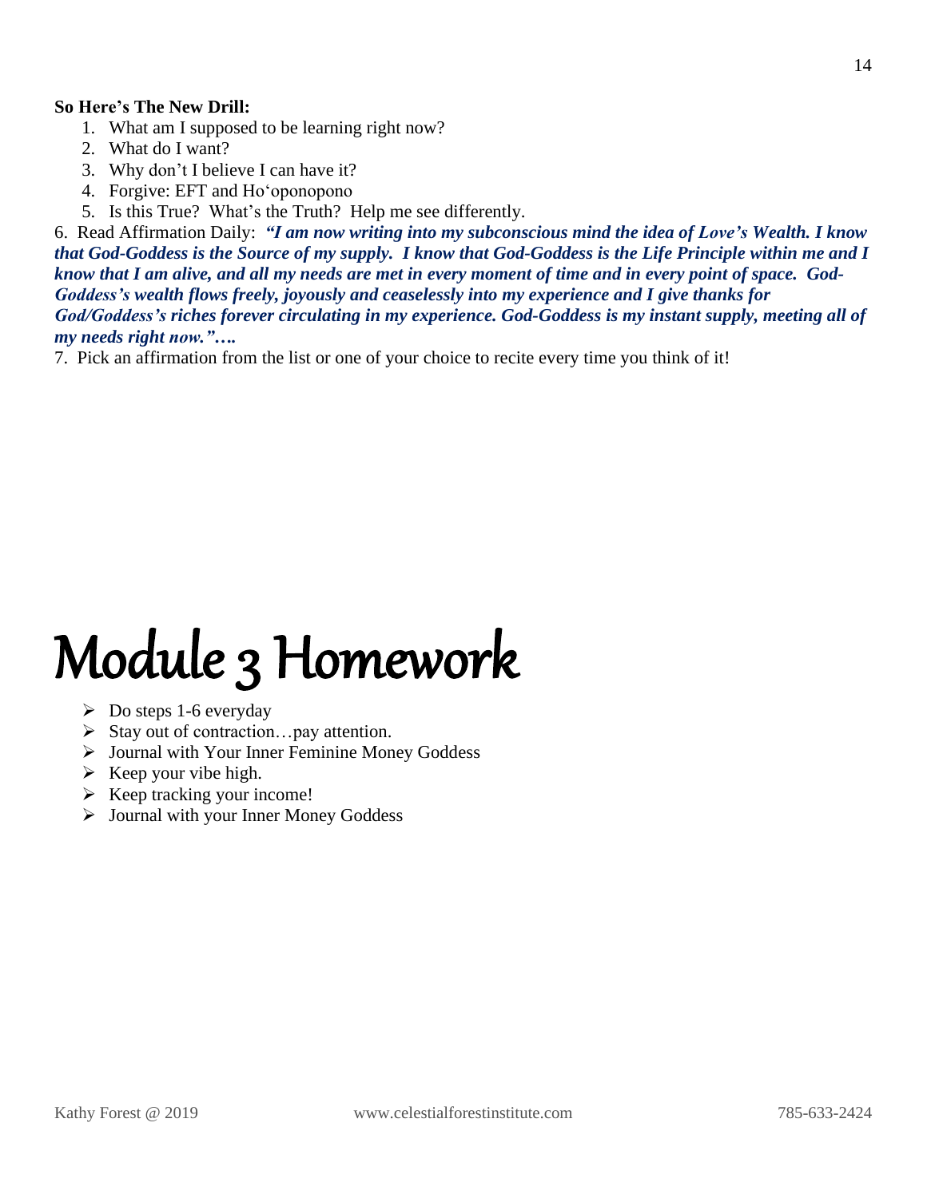**So Here's The New Drill:**

1. What am I supposed to be learning right now?
2. What do I want?
3. Why don't I believe I can have it?
4. Forgive: EFT and Ho'oponopono
5. Is this True? What's the Truth? Help me see differently.

6. Read Affirmation Daily: ***"I am now writing into my subconscious mind the idea of Love's Wealth. I know that God-Goddess is the Source of my supply. I know that God-Goddess is the Life Principle within me and I know that I am alive, and all my needs are met in every moment of time and in every point of space. God-Goddess's wealth flows freely, joyously and ceaselessly into my experience and I give thanks for God/Goddess's riches forever circulating in my experience. God-Goddess is my instant supply, meeting all of my needs right now."….***

7. Pick an affirmation from the list or one of your choice to recite every time you think of it!

# Module 3 Homework

- Do steps 1-6 everyday
- Stay out of contraction…pay attention.
- Journal with Your Inner Feminine Money Goddess
- Keep your vibe high.
- Keep tracking your income!
- Journal with your Inner Money Goddess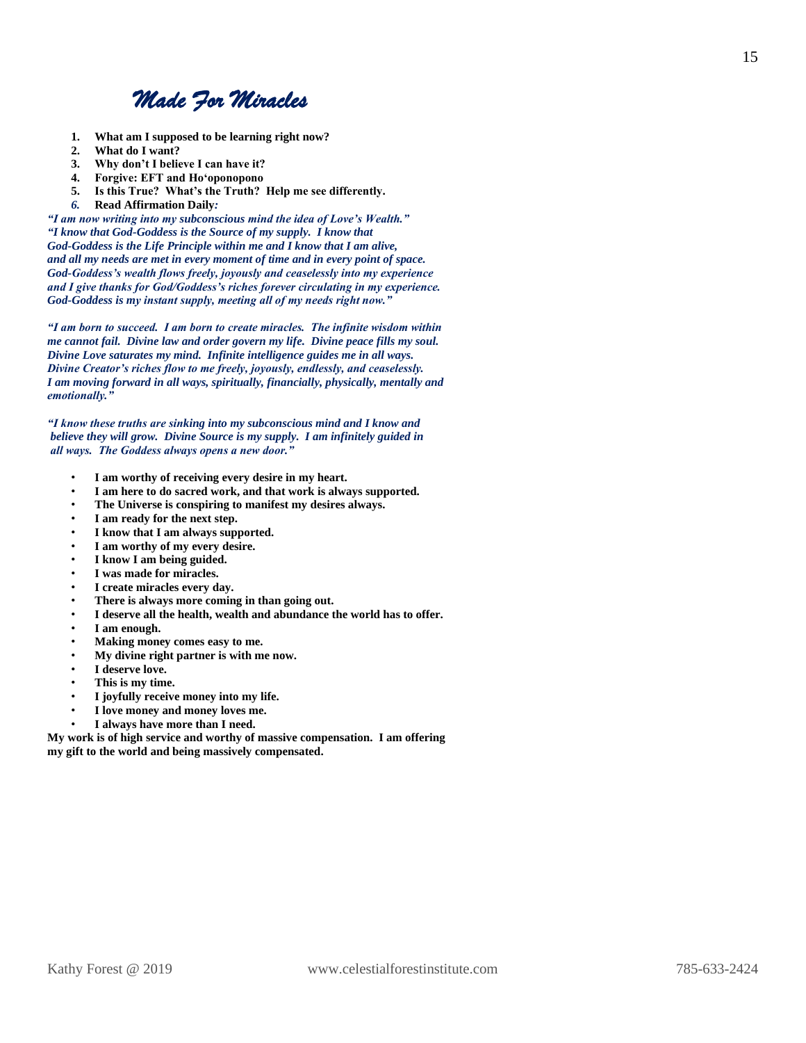# *Made For Miracles*

1. **What am I supposed to be learning right now?**
2. **What do I want?**
3. **Why don't I believe I can have it?**
4. **Forgive: EFT and Ho'oponopono**
5. **Is this True? What's the Truth? Help me see differently.**
6. **Read Affirmation Daily:**

***"I am now writing into my subconscious mind the idea of Love's Wealth."***
***"I know that God-Goddess is the Source of my supply. I know that God-Goddess is the Life Principle within me and I know that I am alive, and all my needs are met in every moment of time and in every point of space. God-Goddess's wealth flows freely, joyously and ceaselessly into my experience and I give thanks for God/Goddess's riches forever circulating in my experience. God-Goddess is my instant supply, meeting all of my needs right now."***

***"I am born to succeed. I am born to create miracles. The infinite wisdom within me cannot fail. Divine law and order govern my life. Divine peace fills my soul. Divine Love saturates my mind. Infinite intelligence guides me in all ways. Divine Creator's riches flow to me freely, joyously, endlessly, and ceaselessly. I am moving forward in all ways, spiritually, financially, physically, mentally and emotionally."***

***"I know these truths are sinking into my subconscious mind and I know and believe they will grow. Divine Source is my supply. I am infinitely guided in all ways. The Goddess always opens a new door."***

- **I am worthy of receiving every desire in my heart.**
- **I am here to do sacred work, and that work is always supported.**
- **The Universe is conspiring to manifest my desires always.**
- **I am ready for the next step.**
- **I know that I am always supported.**
- **I am worthy of my every desire.**
- **I know I am being guided.**
- **I was made for miracles.**
- **I create miracles every day.**
- **There is always more coming in than going out.**
- **I deserve all the health, wealth and abundance the world has to offer.**
- **I am enough.**
- **Making money comes easy to me.**
- **My divine right partner is with me now.**
- **I deserve love.**
- **This is my time.**
- **I joyfully receive money into my life.**
- **I love money and money loves me.**
- **I always have more than I need.**

**My work is of high service and worthy of massive compensation. I am offering my gift to the world and being massively compensated.**